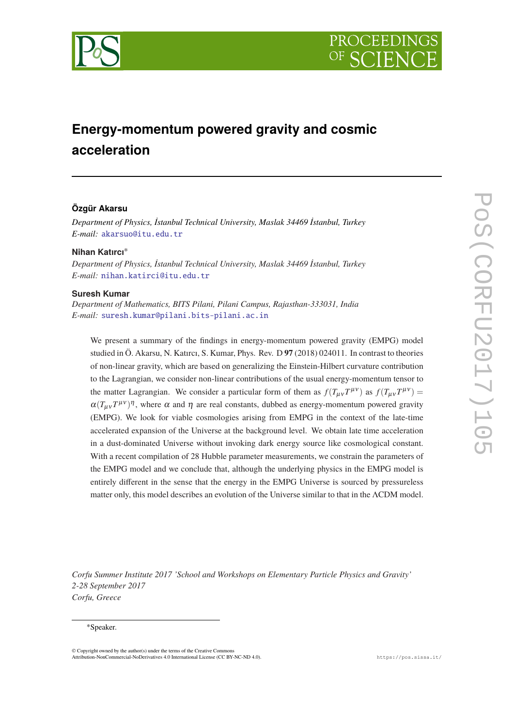# Energy-momentum powered gravity and cosmic acceleration

**Özgür Akarsu**

*Department of Physics, İstanbul Technical University, Maslak 34469 İstanbul, Turkey*
*E-mail:* akarsuo@itu.edu.tr

**Nihan Katırcı***

*Department of Physics, İstanbul Technical University, Maslak 34469 İstanbul, Turkey*
*E-mail:* nihan.katirci@itu.edu.tr

**Suresh Kumar**

*Department of Mathematics, BITS Pilani, Pilani Campus, Rajasthan-333031, India*
*E-mail:* suresh.kumar@pilani.bits-pilani.ac.in

We present a summary of the findings in energy-momentum powered gravity (EMPG) model studied in Ö. Akarsu, N. Katırcı, S. Kumar, Phys. Rev. D **97** (2018) 024011. In contrast to theories of non-linear gravity, which are based on generalizing the Einstein-Hilbert curvature contribution to the Lagrangian, we consider non-linear contributions of the usual energy-momentum tensor to the matter Lagrangian. We consider a particular form of them as $f(T_{\mu\nu}T^{\mu\nu})$ as $f(T_{\mu\nu}T^{\mu\nu}) = \alpha(T_{\mu\nu}T^{\mu\nu})^{\eta}$, where $\alpha$ and $\eta$ are real constants, dubbed as energy-momentum powered gravity (EMPG). We look for viable cosmologies arising from EMPG in the context of the late-time accelerated expansion of the Universe at the background level. We obtain late time acceleration in a dust-dominated Universe without invoking dark energy source like cosmological constant. With a recent compilation of 28 Hubble parameter measurements, we constrain the parameters of the EMPG model and we conclude that, although the underlying physics in the EMPG model is entirely different in the sense that the energy in the EMPG Universe is sourced by pressureless matter only, this model describes an evolution of the Universe similar to that in the $\Lambda$CDM model.

*Corfu Summer Institute 2017 'School and Workshops on Elementary Particle Physics and Gravity'*
*2-28 September 2017*
*Corfu, Greece*

*Speaker.

© Copyright owned by the author(s) under the terms of the Creative Commons Attribution-NonCommercial-NoDerivatives 4.0 International License (CC BY-NC-ND 4.0).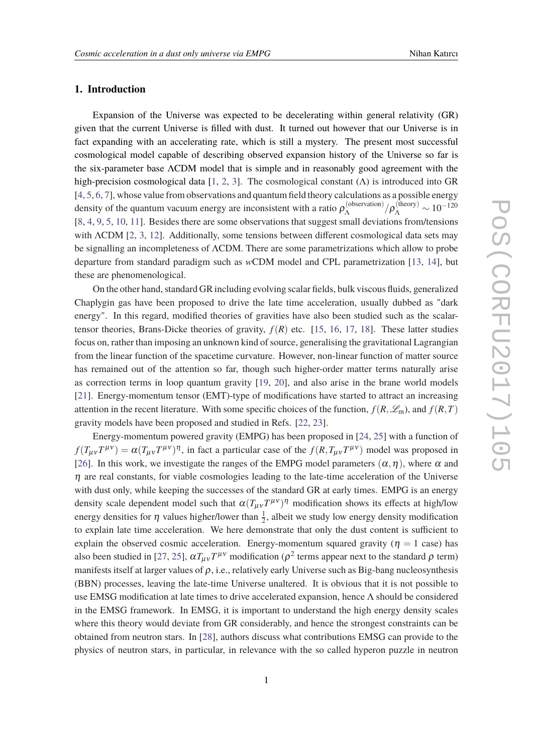## 1. Introduction

Expansion of the Universe was expected to be decelerating within general relativity (GR) given that the current Universe is filled with dust. It turned out however that our Universe is in fact expanding with an accelerating rate, which is still a mystery. The present most successful cosmological model capable of describing observed expansion history of the Universe so far is the six-parameter base ΛCDM model that is simple and in reasonably good agreement with the high-precision cosmological data [1, 2, 3]. The cosmological constant (Λ) is introduced into GR [4, 5, 6, 7], whose value from observations and quantum field theory calculations as a possible energy density of the quantum vacuum energy are inconsistent with a ratio $\rho_{\Lambda}^{\rm (observation)}/\rho_{\Lambda}^{\rm (theory)} \sim 10^{-120}$ [8, 4, 9, 5, 10, 11]. Besides there are some observations that suggest small deviations from/tensions with ΛCDM [2, 3, 12]. Additionally, some tensions between different cosmological data sets may be signalling an incompleteness of ΛCDM. There are some parametrizations which allow to probe departure from standard paradigm such as *w*CDM model and CPL parametrization [13, 14], but these are phenomenological.

On the other hand, standard GR including evolving scalar fields, bulk viscous fluids, generalized Chaplygin gas have been proposed to drive the late time acceleration, usually dubbed as "dark energy". In this regard, modified theories of gravities have also been studied such as the scalar-tensor theories, Brans-Dicke theories of gravity, $f(R)$ etc. [15, 16, 17, 18]. These latter studies focus on, rather than imposing an unknown kind of source, generalising the gravitational Lagrangian from the linear function of the spacetime curvature. However, non-linear function of matter source has remained out of the attention so far, though such higher-order matter terms naturally arise as correction terms in loop quantum gravity [19, 20], and also arise in the brane world models [21]. Energy-momentum tensor (EMT)-type of modifications have started to attract an increasing attention in the recent literature. With some specific choices of the function, $f(R,\mathscr{L}_{\rm m})$, and $f(R,T)$ gravity models have been proposed and studied in Refs. [22, 23].

Energy-momentum powered gravity (EMPG) has been proposed in [24, 25] with a function of $f(T_{\mu\nu}T^{\mu\nu}) = \alpha(T_{\mu\nu}T^{\mu\nu})^{\eta}$, in fact a particular case of the $f(R,T_{\mu\nu}T^{\mu\nu})$ model was proposed in [26]. In this work, we investigate the ranges of the EMPG model parameters $(\alpha,\eta)$, where $\alpha$ and $\eta$ are real constants, for viable cosmologies leading to the late-time acceleration of the Universe with dust only, while keeping the successes of the standard GR at early times. EMPG is an energy density scale dependent model such that $\alpha(T_{\mu\nu}T^{\mu\nu})^{\eta}$ modification shows its effects at high/low energy densities for $\eta$ values higher/lower than $\frac{1}{2}$, albeit we study low energy density modification to explain late time acceleration. We here demonstrate that only the dust content is sufficient to explain the observed cosmic acceleration. Energy-momentum squared gravity ($\eta = 1$ case) has also been studied in [27, 25], $\alpha T_{\mu\nu}T^{\mu\nu}$ modification ($\rho^2$ terms appear next to the standard $\rho$ term) manifests itself at larger values of $\rho$, i.e., relatively early Universe such as Big-bang nucleosynthesis (BBN) processes, leaving the late-time Universe unaltered. It is obvious that it is not possible to use EMSG modification at late times to drive accelerated expansion, hence Λ should be considered in the EMSG framework. In EMSG, it is important to understand the high energy density scales where this theory would deviate from GR considerably, and hence the strongest constraints can be obtained from neutron stars. In [28], authors discuss what contributions EMSG can provide to the physics of neutron stars, in particular, in relevance with the so called hyperon puzzle in neutron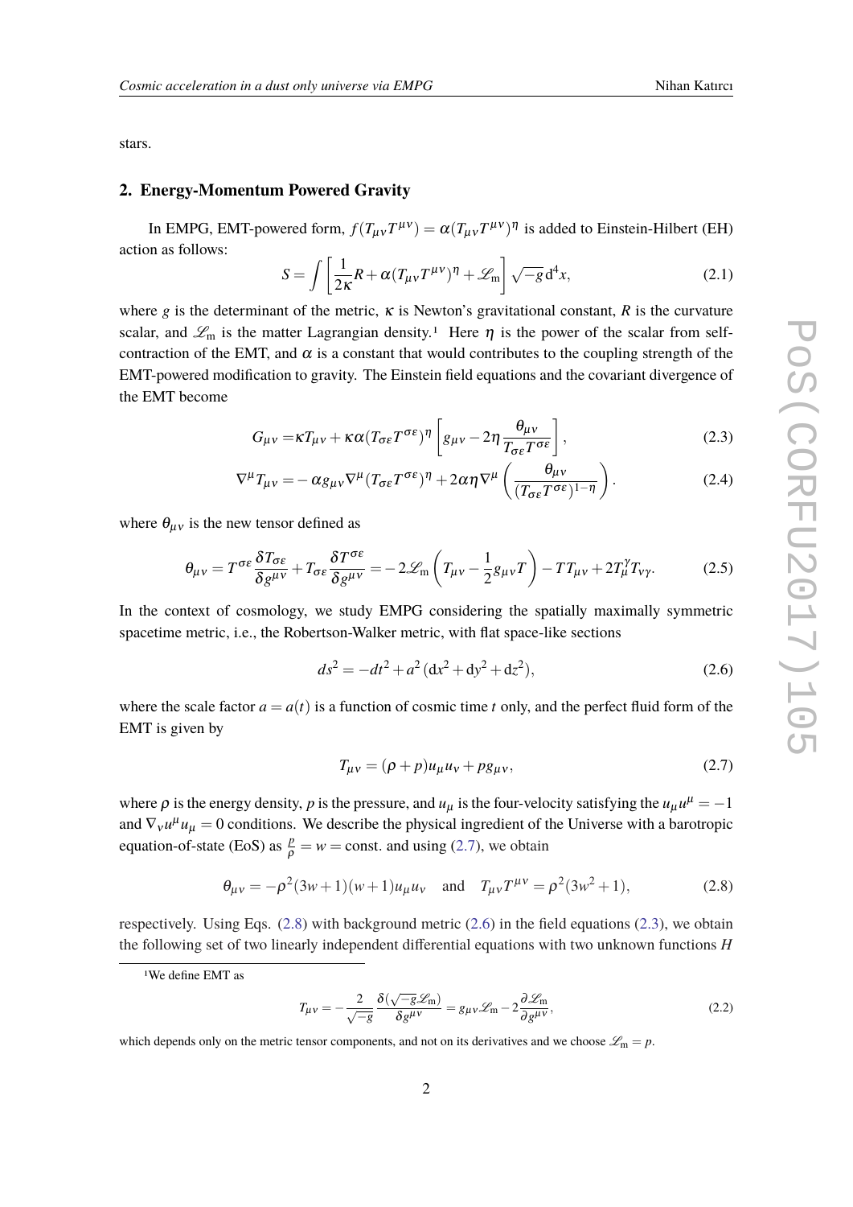stars.

## 2. Energy-Momentum Powered Gravity

In EMPG, EMT-powered form, $f(T_{\mu\nu}T^{\mu\nu}) = \alpha(T_{\mu\nu}T^{\mu\nu})^{\eta}$ is added to Einstein-Hilbert (EH) action as follows:

$$S = \int \left[ \frac{1}{2\kappa} R + \alpha (T_{\mu\nu}T^{\mu\nu})^{\eta} + \mathscr{L}_{\rm m} \right] \sqrt{-g}\, {\rm d}^4 x, \tag{2.1}$$

where $g$ is the determinant of the metric, $\kappa$ is Newton's gravitational constant, $R$ is the curvature scalar, and $\mathscr{L}_{\rm m}$ is the matter Lagrangian density.[1] Here $\eta$ is the power of the scalar from self-contraction of the EMT, and $\alpha$ is a constant that would contributes to the coupling strength of the EMT-powered modification to gravity. The Einstein field equations and the covariant divergence of the EMT become

$$G_{\mu\nu} = \kappa T_{\mu\nu} + \kappa \alpha (T_{\sigma\varepsilon}T^{\sigma\varepsilon})^{\eta} \left[ g_{\mu\nu} - 2\eta \frac{\theta_{\mu\nu}}{T_{\sigma\varepsilon}T^{\sigma\varepsilon}} \right], \tag{2.3}$$

$$\nabla^{\mu} T_{\mu\nu} = -\alpha g_{\mu\nu} \nabla^{\mu} (T_{\sigma\varepsilon}T^{\sigma\varepsilon})^{\eta} + 2\alpha\eta \nabla^{\mu} \left( \frac{\theta_{\mu\nu}}{(T_{\sigma\varepsilon}T^{\sigma\varepsilon})^{1-\eta}} \right). \tag{2.4}$$

where $\theta_{\mu\nu}$ is the new tensor defined as

$$\theta_{\mu\nu} = T^{\sigma\varepsilon} \frac{\delta T_{\sigma\varepsilon}}{\delta g^{\mu\nu}} + T_{\sigma\varepsilon} \frac{\delta T^{\sigma\varepsilon}}{\delta g^{\mu\nu}} = -2\mathscr{L}_{\rm m} \left( T_{\mu\nu} - \frac{1}{2} g_{\mu\nu} T \right) - T T_{\mu\nu} + 2 T_{\mu}^{\gamma} T_{\nu\gamma}. \tag{2.5}$$

In the context of cosmology, we study EMPG considering the spatially maximally symmetric spacetime metric, i.e., the Robertson-Walker metric, with flat space-like sections

$$ds^2 = -dt^2 + a^2 \left( {\rm d}x^2 + {\rm d}y^2 + {\rm d}z^2 \right), \tag{2.6}$$

where the scale factor $a = a(t)$ is a function of cosmic time $t$ only, and the perfect fluid form of the EMT is given by

$$T_{\mu\nu} = (\rho + p) u_{\mu} u_{\nu} + p g_{\mu\nu}, \tag{2.7}$$

where $\rho$ is the energy density, $p$ is the pressure, and $u_{\mu}$ is the four-velocity satisfying the $u_{\mu}u^{\mu} = -1$ and $\nabla_{\nu} u^{\mu} u_{\mu} = 0$ conditions. We describe the physical ingredient of the Universe with a barotropic equation-of-state (EoS) as $\frac{p}{\rho} = w = $ const. and using (2.7), we obtain

$$\theta_{\mu\nu} = -\rho^2 (3w+1)(w+1) u_{\mu} u_{\nu} \quad \text{and} \quad T_{\mu\nu}T^{\mu\nu} = \rho^2 (3w^2+1), \tag{2.8}$$

respectively. Using Eqs. (2.8) with background metric (2.6) in the field equations (2.3), we obtain the following set of two linearly independent differential equations with two unknown functions $H$

---

[1] We define EMT as

$$T_{\mu\nu} = -\frac{2}{\sqrt{-g}} \frac{\delta(\sqrt{-g}\mathscr{L}_{\rm m})}{\delta g^{\mu\nu}} = g_{\mu\nu}\mathscr{L}_{\rm m} - 2 \frac{\partial \mathscr{L}_{\rm m}}{\partial g^{\mu\nu}}, \tag{2.2}$$

which depends only on the metric tensor components, and not on its derivatives and we choose $\mathscr{L}_{\rm m} = p$.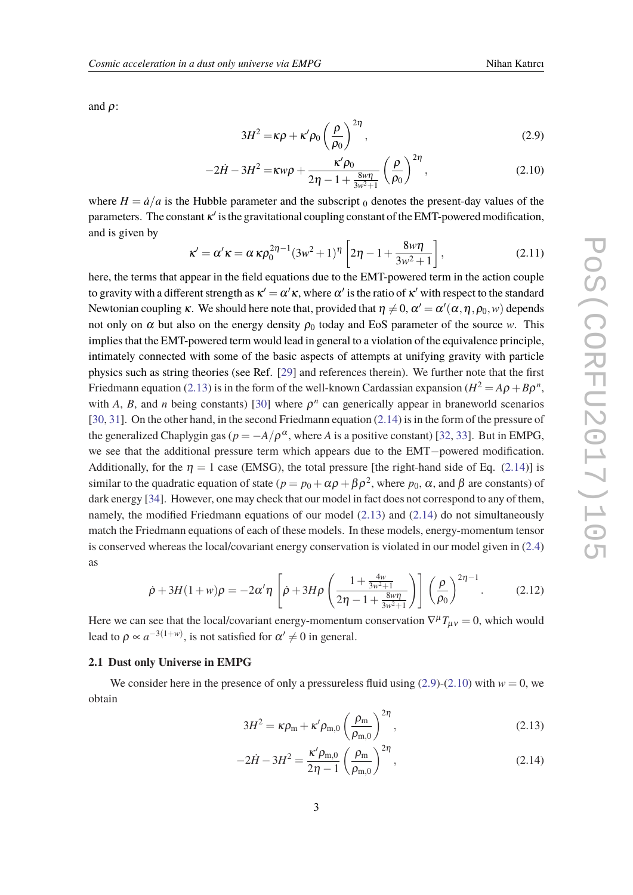and $\rho$:

$$3H^2 = \kappa\rho + \kappa'\rho_0 \left(\frac{\rho}{\rho_0}\right)^{2\eta}, \tag{2.9}$$

$$-2\dot{H} - 3H^2 = \kappa w\rho + \frac{\kappa'\rho_0}{2\eta - 1 + \frac{8w\eta}{3w^2+1}} \left(\frac{\rho}{\rho_0}\right)^{2\eta}, \tag{2.10}$$

where $H = \dot{a}/a$ is the Hubble parameter and the subscript $_0$ denotes the present-day values of the parameters. The constant $\kappa'$ is the gravitational coupling constant of the EMT-powered modification, and is given by

$$\kappa' = \alpha'\kappa = \alpha\,\kappa\rho_0^{2\eta-1}(3w^2+1)^{\eta}\left[2\eta - 1 + \frac{8w\eta}{3w^2+1}\right], \tag{2.11}$$

here, the terms that appear in the field equations due to the EMT-powered term in the action couple to gravity with a different strength as $\kappa' = \alpha'\kappa$, where $\alpha'$ is the ratio of $\kappa'$ with respect to the standard Newtonian coupling $\kappa$. We should here note that, provided that $\eta \neq 0$, $\alpha' = \alpha'(\alpha, \eta, \rho_0, w)$ depends not only on $\alpha$ but also on the energy density $\rho_0$ today and EoS parameter of the source $w$. This implies that the EMT-powered term would lead in general to a violation of the equivalence principle, intimately connected with some of the basic aspects of attempts at unifying gravity with particle physics such as string theories (see Ref. [29] and references therein). We further note that the first Friedmann equation (2.13) is in the form of the well-known Cardassian expansion ($H^2 = A\rho + B\rho^n$, with $A$, $B$, and $n$ being constants) [30] where $\rho^n$ can generically appear in braneworld scenarios [30, 31]. On the other hand, in the second Friedmann equation (2.14) is in the form of the pressure of the generalized Chaplygin gas ($p = -A/\rho^{\alpha}$, where $A$ is a positive constant) [32, 33]. But in EMPG, we see that the additional pressure term which appears due to the EMT−powered modification. Additionally, for the $\eta = 1$ case (EMSG), the total pressure [the right-hand side of Eq. (2.14)] is similar to the quadratic equation of state ($p = p_0 + \alpha\rho + \beta\rho^2$, where $p_0$, $\alpha$, and $\beta$ are constants) of dark energy [34]. However, one may check that our model in fact does not correspond to any of them, namely, the modified Friedmann equations of our model (2.13) and (2.14) do not simultaneously match the Friedmann equations of each of these models. In these models, energy-momentum tensor is conserved whereas the local/covariant energy conservation is violated in our model given in (2.4) as

$$\dot{\rho} + 3H(1+w)\rho = -2\alpha'\eta\left[\dot{\rho} + 3H\rho\left(\frac{1 + \frac{4w}{3w^2+1}}{2\eta - 1 + \frac{8w\eta}{3w^2+1}}\right)\right]\left(\frac{\rho}{\rho_0}\right)^{2\eta-1}. \tag{2.12}$$

Here we can see that the local/covariant energy-momentum conservation $\nabla^{\mu}T_{\mu\nu} = 0$, which would lead to $\rho \propto a^{-3(1+w)}$, is not satisfied for $\alpha' \neq 0$ in general.

### 2.1 Dust only Universe in EMPG

We consider here in the presence of only a pressureless fluid using (2.9)-(2.10) with $w = 0$, we obtain

$$3H^2 = \kappa\rho_{\rm m} + \kappa'\rho_{\rm m,0}\left(\frac{\rho_{\rm m}}{\rho_{\rm m,0}}\right)^{2\eta}, \tag{2.13}$$

$$-2\dot{H} - 3H^2 = \frac{\kappa'\rho_{\rm m,0}}{2\eta - 1}\left(\frac{\rho_{\rm m}}{\rho_{\rm m,0}}\right)^{2\eta}, \tag{2.14}$$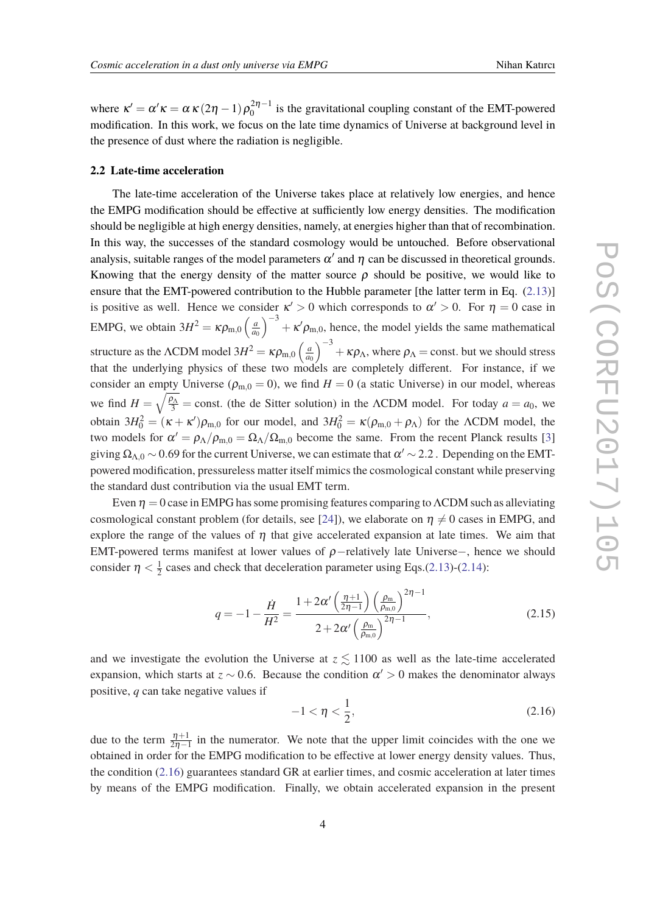where $\kappa' = \alpha'\kappa = \alpha\,\kappa\,(2\eta - 1)\,\rho_0^{2\eta-1}$ is the gravitational coupling constant of the EMT-powered modification. In this work, we focus on the late time dynamics of Universe at background level in the presence of dust where the radiation is negligible.

### 2.2 Late-time acceleration

The late-time acceleration of the Universe takes place at relatively low energies, and hence the EMPG modification should be effective at sufficiently low energy densities. The modification should be negligible at high energy densities, namely, at energies higher than that of recombination. In this way, the successes of the standard cosmology would be untouched. Before observational analysis, suitable ranges of the model parameters $\alpha'$ and $\eta$ can be discussed in theoretical grounds. Knowing that the energy density of the matter source $\rho$ should be positive, we would like to ensure that the EMT-powered contribution to the Hubble parameter [the latter term in Eq. (2.13)] is positive as well. Hence we consider $\kappa' > 0$ which corresponds to $\alpha' > 0$. For $\eta = 0$ case in EMPG, we obtain $3H^2 = \kappa\rho_{\rm m,0}\left(\frac{a}{a_0}\right)^{-3} + \kappa'\rho_{\rm m,0}$, hence, the model yields the same mathematical structure as the $\Lambda$CDM model $3H^2 = \kappa\rho_{\rm m,0}\left(\frac{a}{a_0}\right)^{-3} + \kappa\rho_\Lambda$, where $\rho_\Lambda = $ const. but we should stress that the underlying physics of these two models are completely different. For instance, if we consider an empty Universe ($\rho_{\rm m,0} = 0$), we find $H = 0$ (a static Universe) in our model, whereas we find $H = \sqrt{\frac{\rho_\Lambda}{3}} = $ const. (the de Sitter solution) in the $\Lambda$CDM model. For today $a = a_0$, we obtain $3H_0^2 = (\kappa + \kappa')\rho_{\rm m,0}$ for our model, and $3H_0^2 = \kappa(\rho_{\rm m,0} + \rho_\Lambda)$ for the $\Lambda$CDM model, the two models for $\alpha' = \rho_\Lambda/\rho_{\rm m,0} = \Omega_\Lambda/\Omega_{\rm m,0}$ become the same. From the recent Planck results [3] giving $\Omega_{\Lambda,0} \sim 0.69$ for the current Universe, we can estimate that $\alpha' \sim 2.2$ . Depending on the EMT-powered modification, pressureless matter itself mimics the cosmological constant while preserving the standard dust contribution via the usual EMT term.

Even $\eta = 0$ case in EMPG has some promising features comparing to $\Lambda$CDM such as alleviating cosmological constant problem (for details, see [24]), we elaborate on $\eta \neq 0$ cases in EMPG, and explore the range of the values of $\eta$ that give accelerated expansion at late times. We aim that EMT-powered terms manifest at lower values of $\rho$−relatively late Universe−, hence we should consider $\eta < \frac{1}{2}$ cases and check that deceleration parameter using Eqs.(2.13)-(2.14):

$$q = -1 - \frac{\dot{H}}{H^2} = \frac{1 + 2\alpha'\left(\frac{\eta+1}{2\eta-1}\right)\left(\frac{\rho_{\rm m}}{\rho_{\rm m,0}}\right)^{2\eta-1}}{2 + 2\alpha'\left(\frac{\rho_{\rm m}}{\rho_{\rm m,0}}\right)^{2\eta-1}}, \tag{2.15}$$

and we investigate the evolution the Universe at $z \lesssim 1100$ as well as the late-time accelerated expansion, which starts at $z \sim 0.6$. Because the condition $\alpha' > 0$ makes the denominator always positive, $q$ can take negative values if

$$-1 < \eta < \frac{1}{2}, \tag{2.16}$$

due to the term $\frac{\eta+1}{2\eta-1}$ in the numerator. We note that the upper limit coincides with the one we obtained in order for the EMPG modification to be effective at lower energy density values. Thus, the condition (2.16) guarantees standard GR at earlier times, and cosmic acceleration at later times by means of the EMPG modification. Finally, we obtain accelerated expansion in the present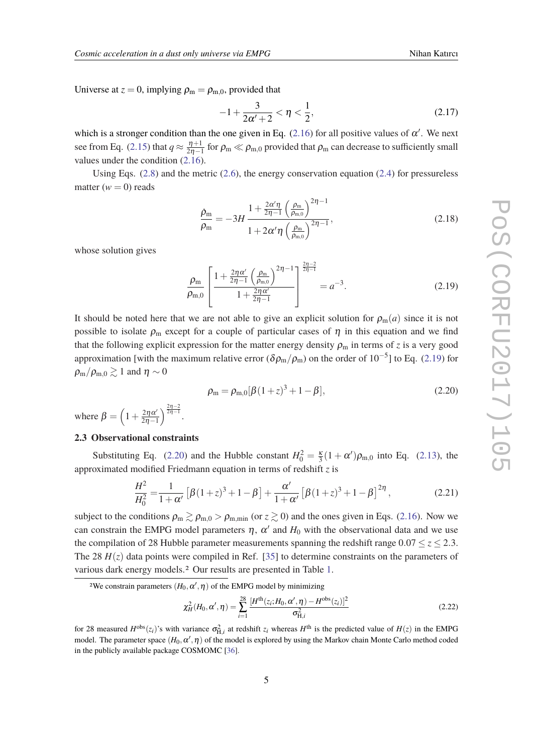Universe at $z=0$, implying $\rho_{\rm m}=\rho_{\rm m,0}$, provided that

$$-1+\frac{3}{2\alpha'+2}<\eta<\frac{1}{2}, \tag{2.17}$$

which is a stronger condition than the one given in Eq. (2.16) for all positive values of $\alpha'$. We next see from Eq. (2.15) that $q\approx\frac{\eta+1}{2\eta-1}$ for $\rho_{\rm m}\ll\rho_{\rm m,0}$ provided that $\rho_{\rm m}$ can decrease to sufficiently small values under the condition (2.16).

Using Eqs. (2.8) and the metric (2.6), the energy conservation equation (2.4) for pressureless matter ($w=0$) reads

$$\frac{\dot{\rho}_{\rm m}}{\rho_{\rm m}}=-3H\,\frac{1+\frac{2\alpha'\eta}{2\eta-1}\left(\frac{\rho_{\rm m}}{\rho_{\rm m,0}}\right)^{2\eta-1}}{1+2\alpha'\eta\left(\frac{\rho_{\rm m}}{\rho_{\rm m,0}}\right)^{2\eta-1}}, \tag{2.18}$$

whose solution gives

$$\frac{\rho_{\rm m}}{\rho_{\rm m,0}}\left[\frac{1+\frac{2\eta\alpha'}{2\eta-1}\left(\frac{\rho_{\rm m}}{\rho_{\rm m,0}}\right)^{2\eta-1}}{1+\frac{2\eta\alpha'}{2\eta-1}}\right]^{\frac{2\eta-2}{2\eta-1}}=a^{-3}. \tag{2.19}$$

It should be noted here that we are not able to give an explicit solution for $\rho_{\rm m}(a)$ since it is not possible to isolate $\rho_{\rm m}$ except for a couple of particular cases of $\eta$ in this equation and we find that the following explicit expression for the matter energy density $\rho_{\rm m}$ in terms of $z$ is a very good approximation [with the maximum relative error ($\delta\rho_{\rm m}/\rho_{\rm m}$) on the order of $10^{-5}$] to Eq. (2.19) for $\rho_{\rm m}/\rho_{\rm m,0}\gtrsim 1$ and $\eta\sim 0$

$$\rho_{\rm m}=\rho_{\rm m,0}[\beta(1+z)^3+1-\beta], \tag{2.20}$$

where $\beta=\left(1+\frac{2\eta\alpha'}{2\eta-1}\right)^{\frac{2\eta-2}{2\eta-1}}$.

### 2.3 Observational constraints

Substituting Eq. (2.20) and the Hubble constant $H_0^2=\frac{\kappa}{3}(1+\alpha')\rho_{\rm m,0}$ into Eq. (2.13), the approximated modified Friedmann equation in terms of redshift $z$ is

$$\frac{H^2}{H_0^2}=\frac{1}{1+\alpha'}\left[\beta(1+z)^3+1-\beta\right]+\frac{\alpha'}{1+\alpha'}\left[\beta(1+z)^3+1-\beta\right]^{2\eta}, \tag{2.21}$$

subject to the conditions $\rho_{\rm m}\gtrsim\rho_{\rm m,0}>\rho_{\rm m,min}$ (or $z\gtrsim 0$) and the ones given in Eqs. (2.16). Now we can constrain the EMPG model parameters $\eta$, $\alpha'$ and $H_0$ with the observational data and we use the compilation of 28 Hubble parameter measurements spanning the redshift range $0.07\leq z\leq 2.3$. The 28 $H(z)$ data points were compiled in Ref. [35] to determine constraints on the parameters of various dark energy models.[2] Our results are presented in Table 1.

[2]We constrain parameters $(H_0,\alpha',\eta)$ of the EMPG model by minimizing

$$\chi_H^2(H_0,\alpha',\eta)=\sum_{i=1}^{28}\frac{[H^{\rm th}(z_i;H_0,\alpha',\eta)-H^{\rm obs}(z_i)]^2}{\sigma_{{\rm H},i}^2} \tag{2.22}$$

for 28 measured $H^{\rm obs}(z_i)$'s with variance $\sigma_{{\rm H},i}^2$ at redshift $z_i$ whereas $H^{\rm th}$ is the predicted value of $H(z)$ in the EMPG model. The parameter space $(H_0,\alpha',\eta)$ of the model is explored by using the Markov chain Monte Carlo method coded in the publicly available package COSMOMC [36].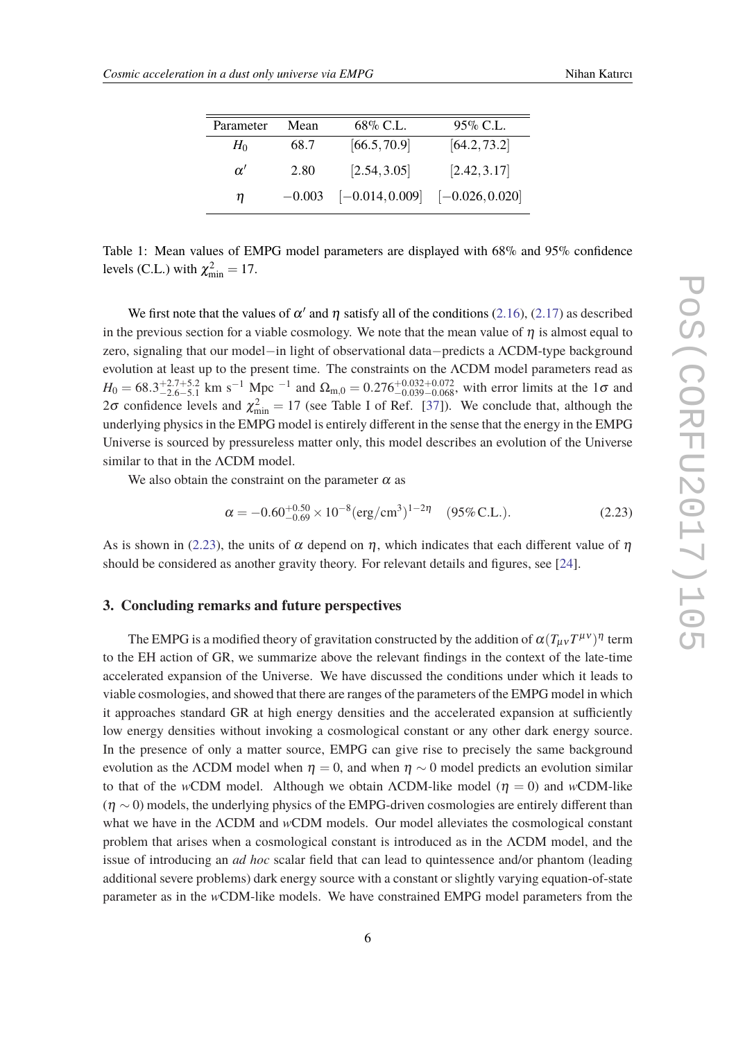| Parameter | Mean | 68% C.L. | 95% C.L. |
|---|---|---|---|
| $H_0$ | 68.7 | $[66.5, 70.9]$ | $[64.2, 73.2]$ |
| $\alpha'$ | 2.80 | $[2.54, 3.05]$ | $[2.42, 3.17]$ |
| $\eta$ | $-0.003$ | $[-0.014, 0.009]$ | $[-0.026, 0.020]$ |

Table 1: Mean values of EMPG model parameters are displayed with 68% and 95% confidence levels (C.L.) with $\chi^2_{\rm min} = 17$.

We first note that the values of $\alpha'$ and $\eta$ satisfy all of the conditions (2.16), (2.17) as described in the previous section for a viable cosmology. We note that the mean value of $\eta$ is almost equal to zero, signaling that our model−in light of observational data−predicts a ΛCDM-type background evolution at least up to the present time. The constraints on the ΛCDM model parameters read as $H_0 = 68.3^{+2.7+5.2}_{-2.6-5.1}$ km s$^{-1}$ Mpc $^{-1}$ and $\Omega_{\rm m,0} = 0.276^{+0.032+0.072}_{-0.039-0.068}$, with error limits at the $1\sigma$ and $2\sigma$ confidence levels and $\chi^2_{\rm min} = 17$ (see Table I of Ref. [37]). We conclude that, although the underlying physics in the EMPG model is entirely different in the sense that the energy in the EMPG Universe is sourced by pressureless matter only, this model describes an evolution of the Universe similar to that in the ΛCDM model.

We also obtain the constraint on the parameter $\alpha$ as

$$\alpha = -0.60^{+0.50}_{-0.69} \times 10^{-8} ({\rm erg/cm^3})^{1-2\eta} \quad (95\%\,{\rm C.L.}). \tag{2.23}$$

As is shown in (2.23), the units of $\alpha$ depend on $\eta$, which indicates that each different value of $\eta$ should be considered as another gravity theory. For relevant details and figures, see [24].

## 3. Concluding remarks and future perspectives

The EMPG is a modified theory of gravitation constructed by the addition of $\alpha(T_{\mu\nu}T^{\mu\nu})^{\eta}$ term to the EH action of GR, we summarize above the relevant findings in the context of the late-time accelerated expansion of the Universe. We have discussed the conditions under which it leads to viable cosmologies, and showed that there are ranges of the parameters of the EMPG model in which it approaches standard GR at high energy densities and the accelerated expansion at sufficiently low energy densities without invoking a cosmological constant or any other dark energy source. In the presence of only a matter source, EMPG can give rise to precisely the same background evolution as the ΛCDM model when $\eta = 0$, and when $\eta \sim 0$ model predicts an evolution similar to that of the *w*CDM model. Although we obtain ΛCDM-like model ($\eta = 0$) and *w*CDM-like ($\eta \sim 0$) models, the underlying physics of the EMPG-driven cosmologies are entirely different than what we have in the ΛCDM and *w*CDM models. Our model alleviates the cosmological constant problem that arises when a cosmological constant is introduced as in the ΛCDM model, and the issue of introducing an *ad hoc* scalar field that can lead to quintessence and/or phantom (leading additional severe problems) dark energy source with a constant or slightly varying equation-of-state parameter as in the *w*CDM-like models. We have constrained EMPG model parameters from the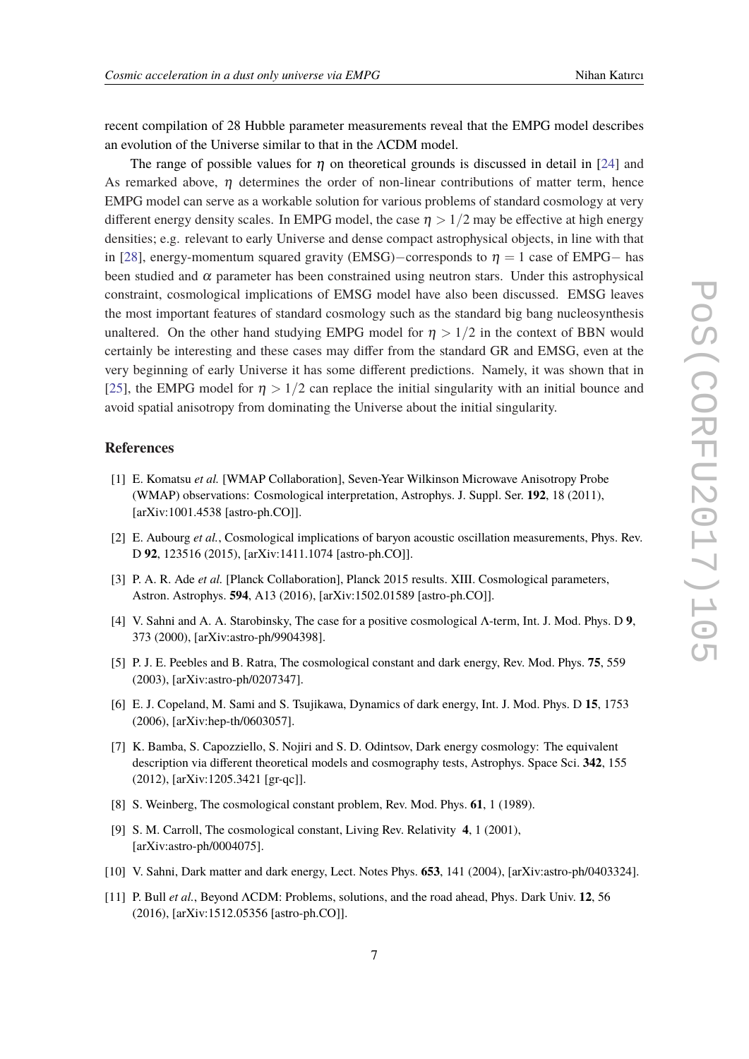recent compilation of 28 Hubble parameter measurements reveal that the EMPG model describes an evolution of the Universe similar to that in the ΛCDM model.

The range of possible values for $\eta$ on theoretical grounds is discussed in detail in [24] and As remarked above, $\eta$ determines the order of non-linear contributions of matter term, hence EMPG model can serve as a workable solution for various problems of standard cosmology at very different energy density scales. In EMPG model, the case $\eta > 1/2$ may be effective at high energy densities; e.g. relevant to early Universe and dense compact astrophysical objects, in line with that in [28], energy-momentum squared gravity (EMSG)−corresponds to $\eta = 1$ case of EMPG− has been studied and $\alpha$ parameter has been constrained using neutron stars. Under this astrophysical constraint, cosmological implications of EMSG model have also been discussed. EMSG leaves the most important features of standard cosmology such as the standard big bang nucleosynthesis unaltered. On the other hand studying EMPG model for $\eta > 1/2$ in the context of BBN would certainly be interesting and these cases may differ from the standard GR and EMSG, even at the very beginning of early Universe it has some different predictions. Namely, it was shown that in [25], the EMPG model for $\eta > 1/2$ can replace the initial singularity with an initial bounce and avoid spatial anisotropy from dominating the Universe about the initial singularity.

## References

[1] E. Komatsu *et al.* [WMAP Collaboration], Seven-Year Wilkinson Microwave Anisotropy Probe (WMAP) observations: Cosmological interpretation, Astrophys. J. Suppl. Ser. **192**, 18 (2011), [arXiv:1001.4538 [astro-ph.CO]].

[2] E. Aubourg *et al.*, Cosmological implications of baryon acoustic oscillation measurements, Phys. Rev. D **92**, 123516 (2015), [arXiv:1411.1074 [astro-ph.CO]].

[3] P. A. R. Ade *et al.* [Planck Collaboration], Planck 2015 results. XIII. Cosmological parameters, Astron. Astrophys. **594**, A13 (2016), [arXiv:1502.01589 [astro-ph.CO]].

[4] V. Sahni and A. A. Starobinsky, The case for a positive cosmological Λ-term, Int. J. Mod. Phys. D **9**, 373 (2000), [arXiv:astro-ph/9904398].

[5] P. J. E. Peebles and B. Ratra, The cosmological constant and dark energy, Rev. Mod. Phys. **75**, 559 (2003), [arXiv:astro-ph/0207347].

[6] E. J. Copeland, M. Sami and S. Tsujikawa, Dynamics of dark energy, Int. J. Mod. Phys. D **15**, 1753 (2006), [arXiv:hep-th/0603057].

[7] K. Bamba, S. Capozziello, S. Nojiri and S. D. Odintsov, Dark energy cosmology: The equivalent description via different theoretical models and cosmography tests, Astrophys. Space Sci. **342**, 155 (2012), [arXiv:1205.3421 [gr-qc]].

[8] S. Weinberg, The cosmological constant problem, Rev. Mod. Phys. **61**, 1 (1989).

[9] S. M. Carroll, The cosmological constant, Living Rev. Relativity **4**, 1 (2001), [arXiv:astro-ph/0004075].

[10] V. Sahni, Dark matter and dark energy, Lect. Notes Phys. **653**, 141 (2004), [arXiv:astro-ph/0403324].

[11] P. Bull *et al.*, Beyond ΛCDM: Problems, solutions, and the road ahead, Phys. Dark Univ. **12**, 56 (2016), [arXiv:1512.05356 [astro-ph.CO]].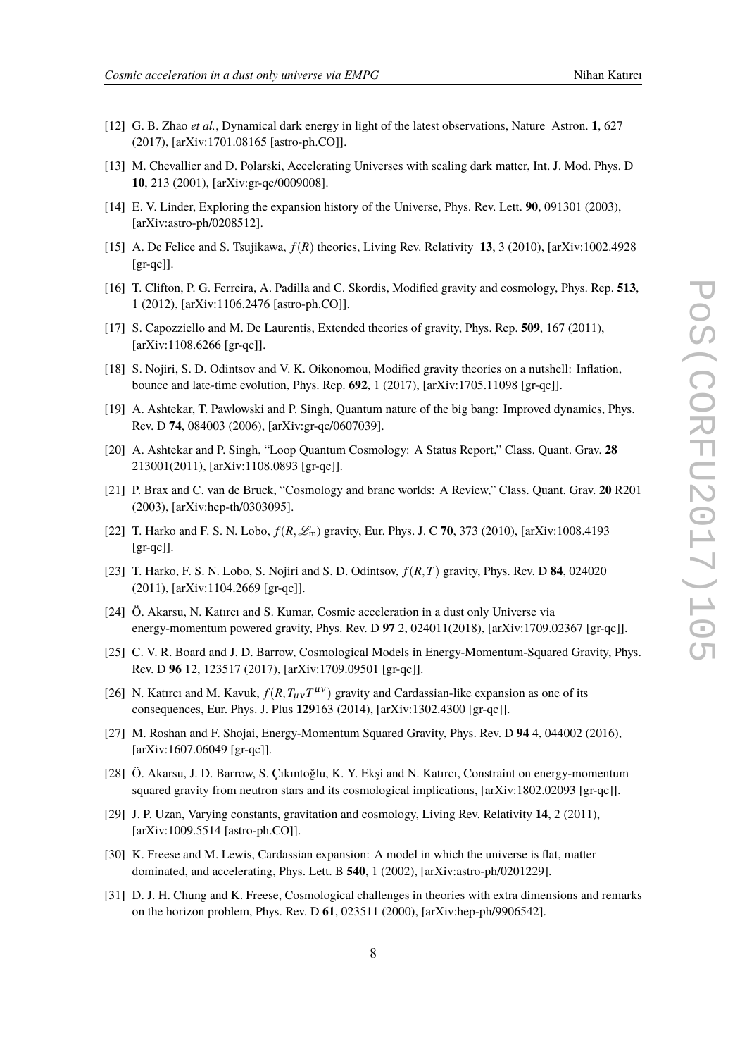[12] G. B. Zhao *et al.*, Dynamical dark energy in light of the latest observations, Nature Astron. **1**, 627 (2017), [arXiv:1701.08165 [astro-ph.CO]].

[13] M. Chevallier and D. Polarski, Accelerating Universes with scaling dark matter, Int. J. Mod. Phys. D **10**, 213 (2001), [arXiv:gr-qc/0009008].

[14] E. V. Linder, Exploring the expansion history of the Universe, Phys. Rev. Lett. **90**, 091301 (2003), [arXiv:astro-ph/0208512].

[15] A. De Felice and S. Tsujikawa, $f(R)$ theories, Living Rev. Relativity **13**, 3 (2010), [arXiv:1002.4928 [gr-qc]].

[16] T. Clifton, P. G. Ferreira, A. Padilla and C. Skordis, Modified gravity and cosmology, Phys. Rep. **513**, 1 (2012), [arXiv:1106.2476 [astro-ph.CO]].

[17] S. Capozziello and M. De Laurentis, Extended theories of gravity, Phys. Rep. **509**, 167 (2011), [arXiv:1108.6266 [gr-qc]].

[18] S. Nojiri, S. D. Odintsov and V. K. Oikonomou, Modified gravity theories on a nutshell: Inflation, bounce and late-time evolution, Phys. Rep. **692**, 1 (2017), [arXiv:1705.11098 [gr-qc]].

[19] A. Ashtekar, T. Pawlowski and P. Singh, Quantum nature of the big bang: Improved dynamics, Phys. Rev. D **74**, 084003 (2006), [arXiv:gr-qc/0607039].

[20] A. Ashtekar and P. Singh, "Loop Quantum Cosmology: A Status Report," Class. Quant. Grav. **28** 213001(2011), [arXiv:1108.0893 [gr-qc]].

[21] P. Brax and C. van de Bruck, "Cosmology and brane worlds: A Review," Class. Quant. Grav. **20** R201 (2003), [arXiv:hep-th/0303095].

[22] T. Harko and F. S. N. Lobo, $f(R,\mathscr{L}_{\rm m})$ gravity, Eur. Phys. J. C **70**, 373 (2010), [arXiv:1008.4193 [gr-qc]].

[23] T. Harko, F. S. N. Lobo, S. Nojiri and S. D. Odintsov, $f(R,T)$ gravity, Phys. Rev. D **84**, 024020 (2011), [arXiv:1104.2669 [gr-qc]].

[24] Ö. Akarsu, N. Katırcı and S. Kumar, Cosmic acceleration in a dust only Universe via energy-momentum powered gravity, Phys. Rev. D **97** 2, 024011(2018), [arXiv:1709.02367 [gr-qc]].

[25] C. V. R. Board and J. D. Barrow, Cosmological Models in Energy-Momentum-Squared Gravity, Phys. Rev. D **96** 12, 123517 (2017), [arXiv:1709.09501 [gr-qc]].

[26] N. Katırcı and M. Kavuk, $f(R,T_{\mu\nu}T^{\mu\nu})$ gravity and Cardassian-like expansion as one of its consequences, Eur. Phys. J. Plus **129**163 (2014), [arXiv:1302.4300 [gr-qc]].

[27] M. Roshan and F. Shojai, Energy-Momentum Squared Gravity, Phys. Rev. D **94** 4, 044002 (2016), [arXiv:1607.06049 [gr-qc]].

[28] Ö. Akarsu, J. D. Barrow, S. Çıkıntoğlu, K. Y. Ekşi and N. Katırcı, Constraint on energy-momentum squared gravity from neutron stars and its cosmological implications, [arXiv:1802.02093 [gr-qc]].

[29] J. P. Uzan, Varying constants, gravitation and cosmology, Living Rev. Relativity **14**, 2 (2011), [arXiv:1009.5514 [astro-ph.CO]].

[30] K. Freese and M. Lewis, Cardassian expansion: A model in which the universe is flat, matter dominated, and accelerating, Phys. Lett. B **540**, 1 (2002), [arXiv:astro-ph/0201229].

[31] D. J. H. Chung and K. Freese, Cosmological challenges in theories with extra dimensions and remarks on the horizon problem, Phys. Rev. D **61**, 023511 (2000), [arXiv:hep-ph/9906542].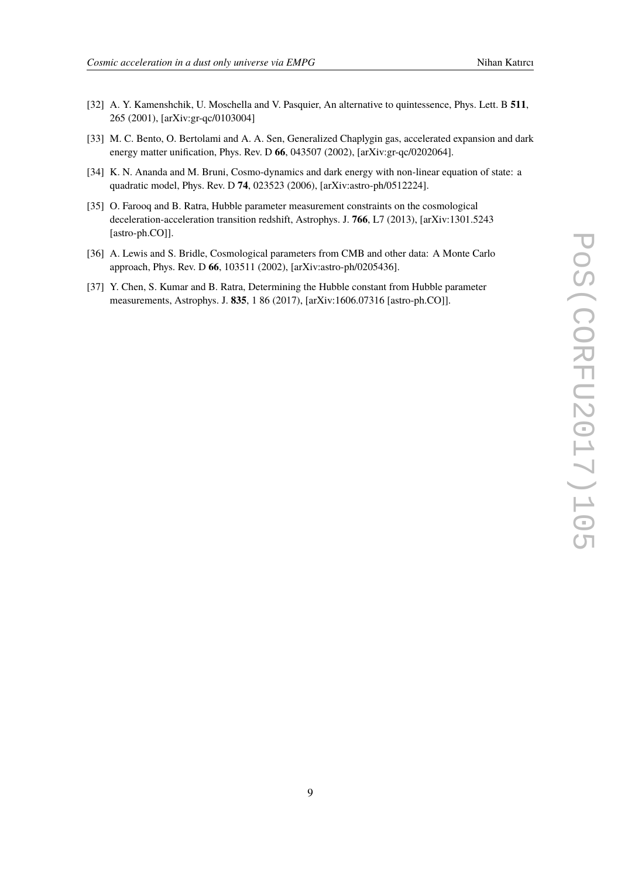[32] A. Y. Kamenshchik, U. Moschella and V. Pasquier, An alternative to quintessence, Phys. Lett. B **511**, 265 (2001), [arXiv:gr-qc/0103004]

[33] M. C. Bento, O. Bertolami and A. A. Sen, Generalized Chaplygin gas, accelerated expansion and dark energy matter unification, Phys. Rev. D **66**, 043507 (2002), [arXiv:gr-qc/0202064].

[34] K. N. Ananda and M. Bruni, Cosmo-dynamics and dark energy with non-linear equation of state: a quadratic model, Phys. Rev. D **74**, 023523 (2006), [arXiv:astro-ph/0512224].

[35] O. Farooq and B. Ratra, Hubble parameter measurement constraints on the cosmological deceleration-acceleration transition redshift, Astrophys. J. **766**, L7 (2013), [arXiv:1301.5243 [astro-ph.CO]].

[36] A. Lewis and S. Bridle, Cosmological parameters from CMB and other data: A Monte Carlo approach, Phys. Rev. D **66**, 103511 (2002), [arXiv:astro-ph/0205436].

[37] Y. Chen, S. Kumar and B. Ratra, Determining the Hubble constant from Hubble parameter measurements, Astrophys. J. **835**, 1 86 (2017), [arXiv:1606.07316 [astro-ph.CO]].